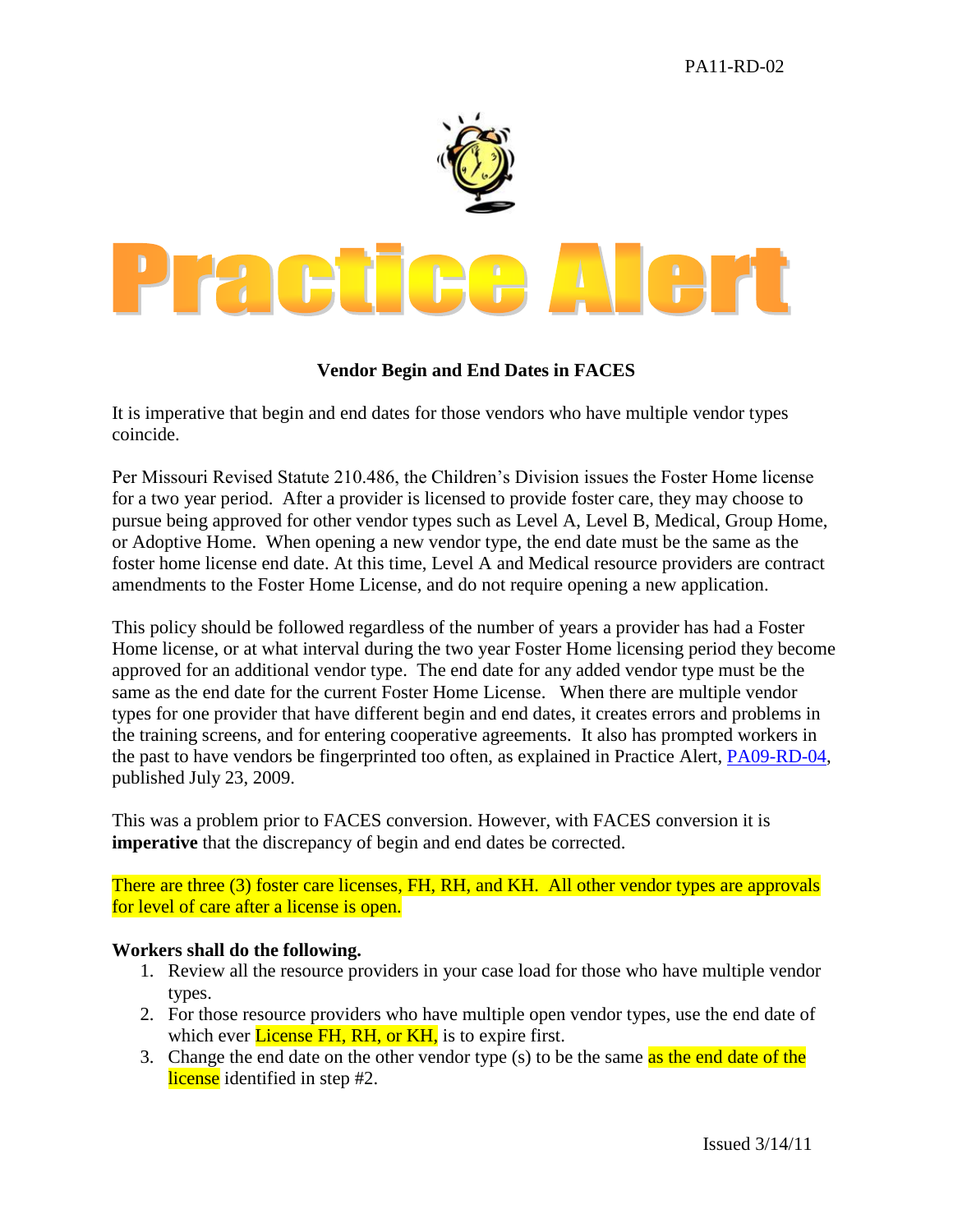PA11-RD-02

# Practice Alert

**Vendor Begin and End Dates in FACES**

It is imperative that begin and end dates for those vendors who have multiple vendor types coincide.

Per Missouri Revised Statute 210.486, the Children's Division issues the Foster Home license for a two year period. After a provider is licensed to provide foster care, they may choose to pursue being approved for other vendor types such as Level A, Level B, Medical, Group Home, or Adoptive Home. When opening a new vendor type, the end date must be the same as the foster home license end date. At this time, Level A and Medical resource providers are contract amendments to the Foster Home License, and do not require opening a new application.

This policy should be followed regardless of the number of years a provider has had a Foster Home license, or at what interval during the two year Foster Home licensing period they become approved for an additional vendor type. The end date for any added vendor type must be the same as the end date for the current Foster Home License. When there are multiple vendor types for one provider that have different begin and end dates, it creates errors and problems in the training screens, and for entering cooperative agreements. It also has prompted workers in the past to have vendors be fingerprinted too often, as explained in Practice Alert, PA09-RD-04, published July 23, 2009.

This was a problem prior to FACES conversion. However, with FACES conversion it is **imperative** that the discrepancy of begin and end dates be corrected.

There are three (3) foster care licenses, FH, RH, and KH. All other vendor types are approvals for level of care after a license is open.

**Workers shall do the following.**

1. Review all the resource providers in your case load for those who have multiple vendor types.
2. For those resource providers who have multiple open vendor types, use the end date of which ever License FH, RH, or KH, is to expire first.
3. Change the end date on the other vendor type (s) to be the same as the end date of the license identified in step #2.

Issued 3/14/11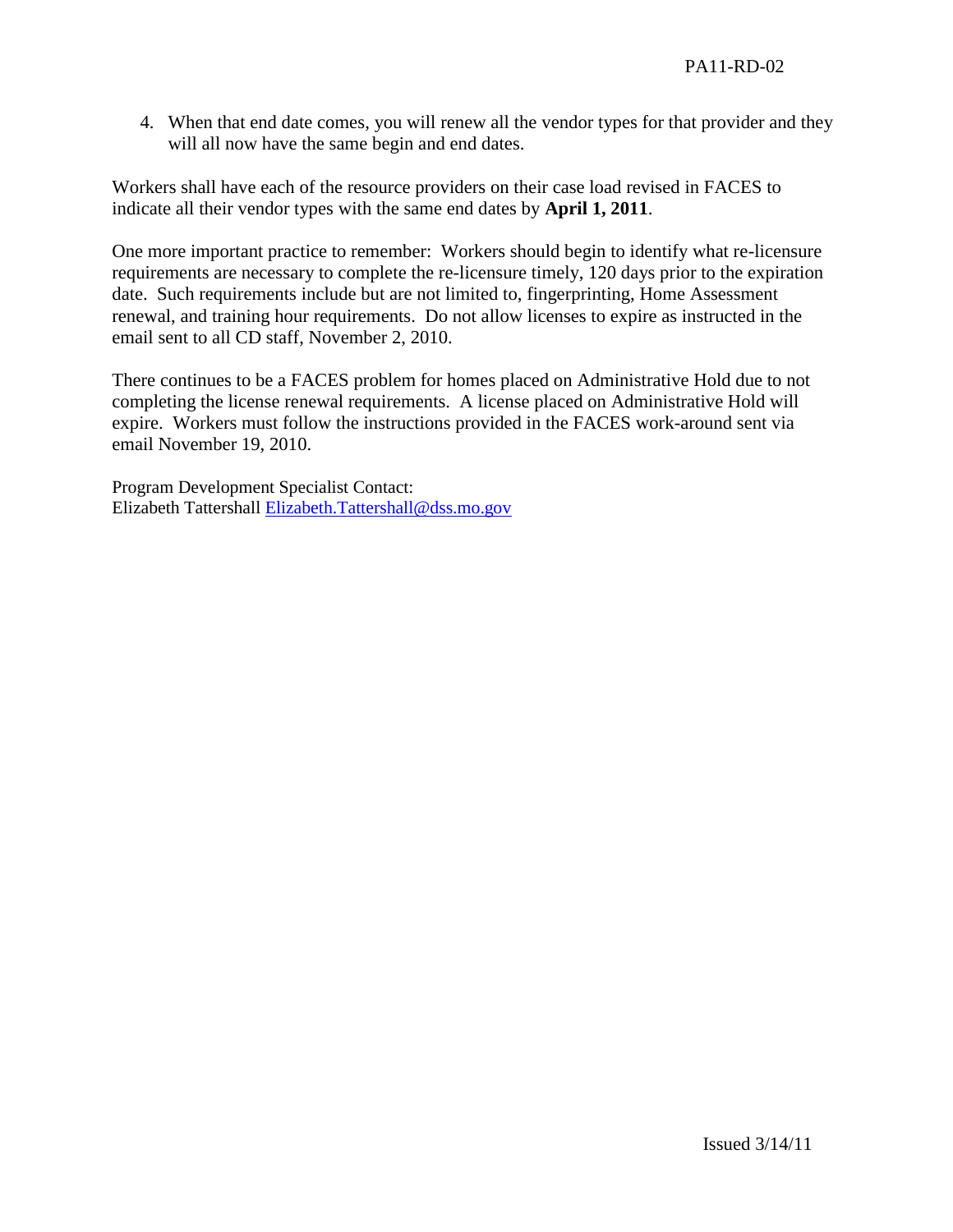4. When that end date comes, you will renew all the vendor types for that provider and they will all now have the same begin and end dates.

Workers shall have each of the resource providers on their case load revised in FACES to indicate all their vendor types with the same end dates by **April 1, 2011**.

One more important practice to remember: Workers should begin to identify what re-licensure requirements are necessary to complete the re-licensure timely, 120 days prior to the expiration date. Such requirements include but are not limited to, fingerprinting, Home Assessment renewal, and training hour requirements. Do not allow licenses to expire as instructed in the email sent to all CD staff, November 2, 2010.

There continues to be a FACES problem for homes placed on Administrative Hold due to not completing the license renewal requirements. A license placed on Administrative Hold will expire. Workers must follow the instructions provided in the FACES work-around sent via email November 19, 2010.

Program Development Specialist Contact:
Elizabeth Tattershall Elizabeth.Tattershall@dss.mo.gov

Issued 3/14/11